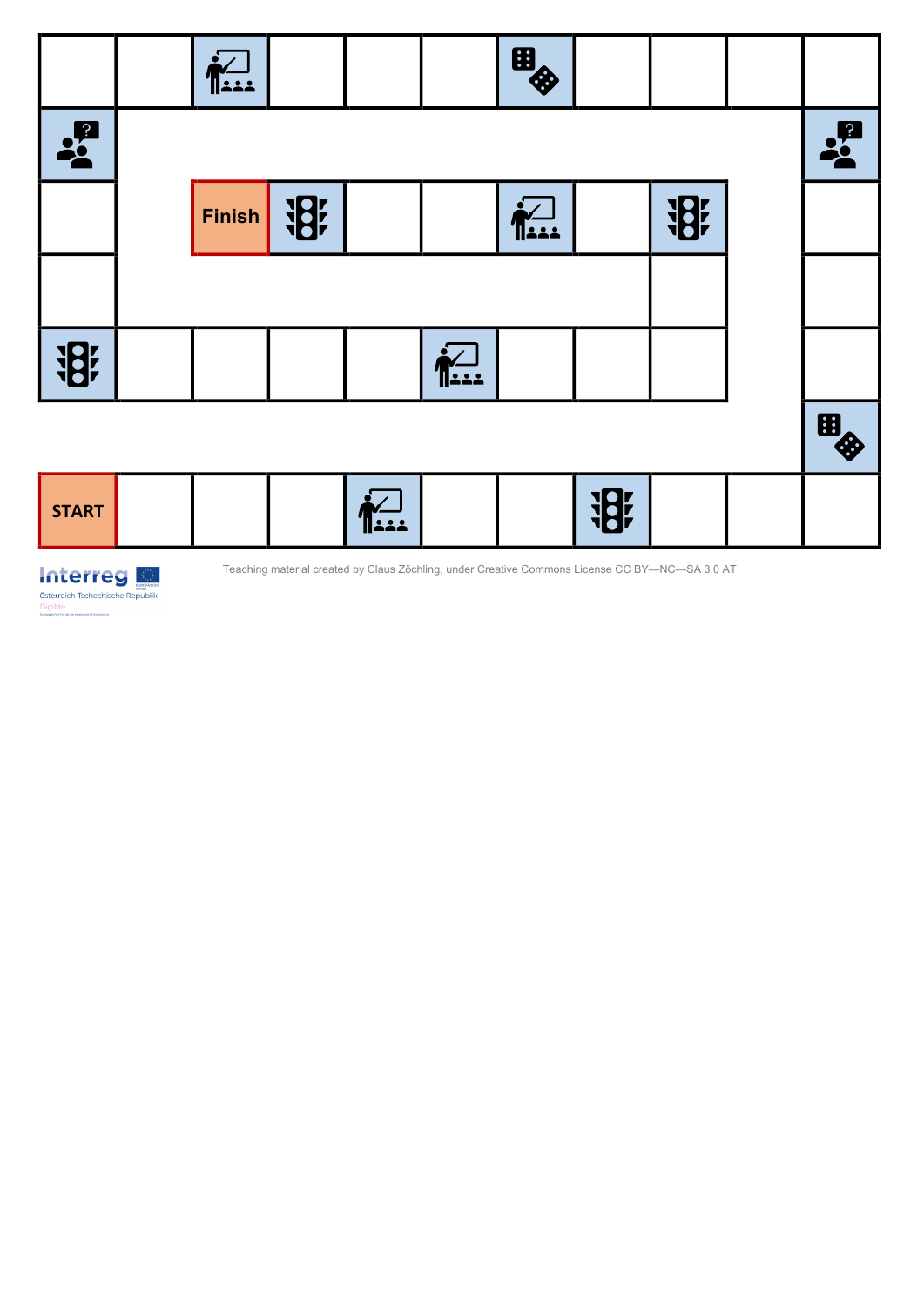START

Finish

Interreg
Österreich-Tschechische Republik
DigiMe

Teaching material created by Claus Zöchling, under Creative Commons License CC BY—NC—SA 3.0 AT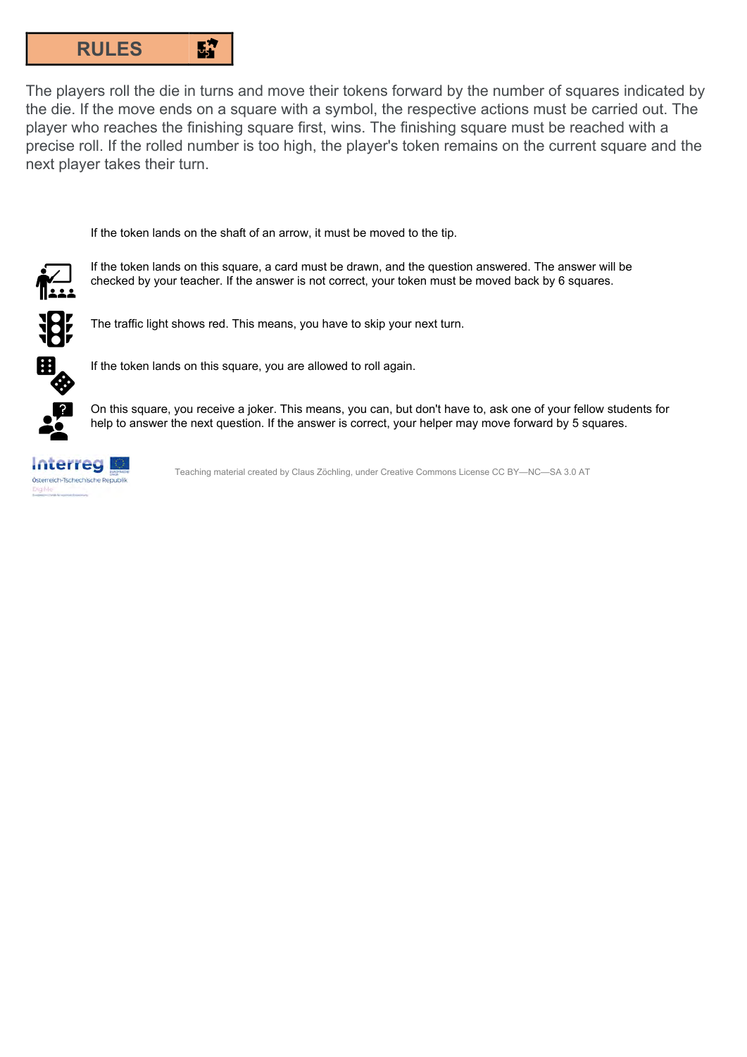## RULES

The players roll the die in turns and move their tokens forward by the number of squares indicated by the die. If the move ends on a square with a symbol, the respective actions must be carried out. The player who reaches the finishing square first, wins. The finishing square must be reached with a precise roll. If the rolled number is too high, the player's token remains on the current square and the next player takes their turn.

If the token lands on the shaft of an arrow, it must be moved to the tip.

If the token lands on this square, a card must be drawn, and the question answered. The answer will be checked by your teacher. If the answer is not correct, your token must be moved back by 6 squares.

The traffic light shows red. This means, you have to skip your next turn.

If the token lands on this square, you are allowed to roll again.

On this square, you receive a joker. This means, you can, but don't have to, ask one of your fellow students for help to answer the next question. If the answer is correct, your helper may move forward by 5 squares.

Interreg Österreich-Tschechische Republik

Teaching material created by Claus Zöchling, under Creative Commons License CC BY—NC—SA 3.0 AT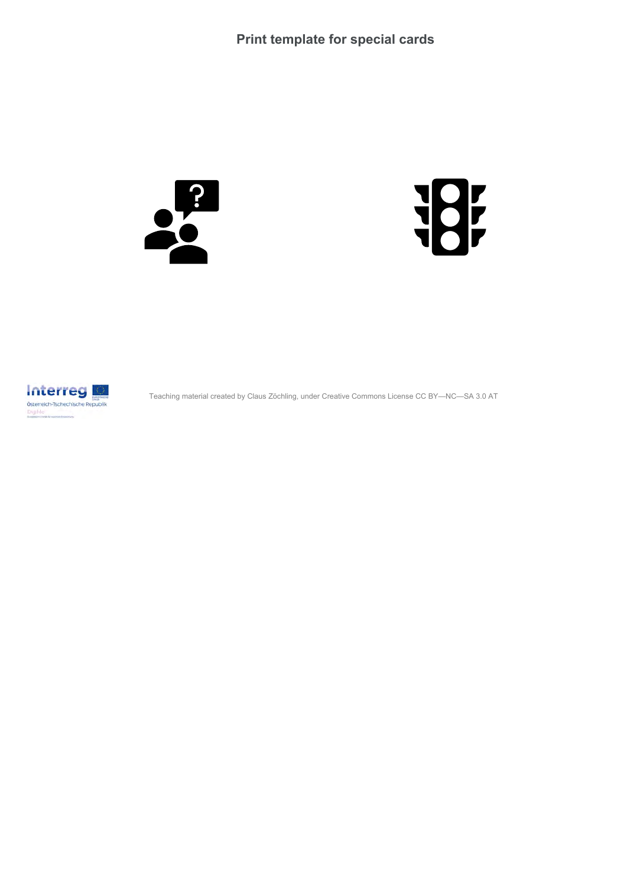# Print template for special cards

Teaching material created by Claus Zöchling, under Creative Commons License CC BY—NC—SA 3.0 AT